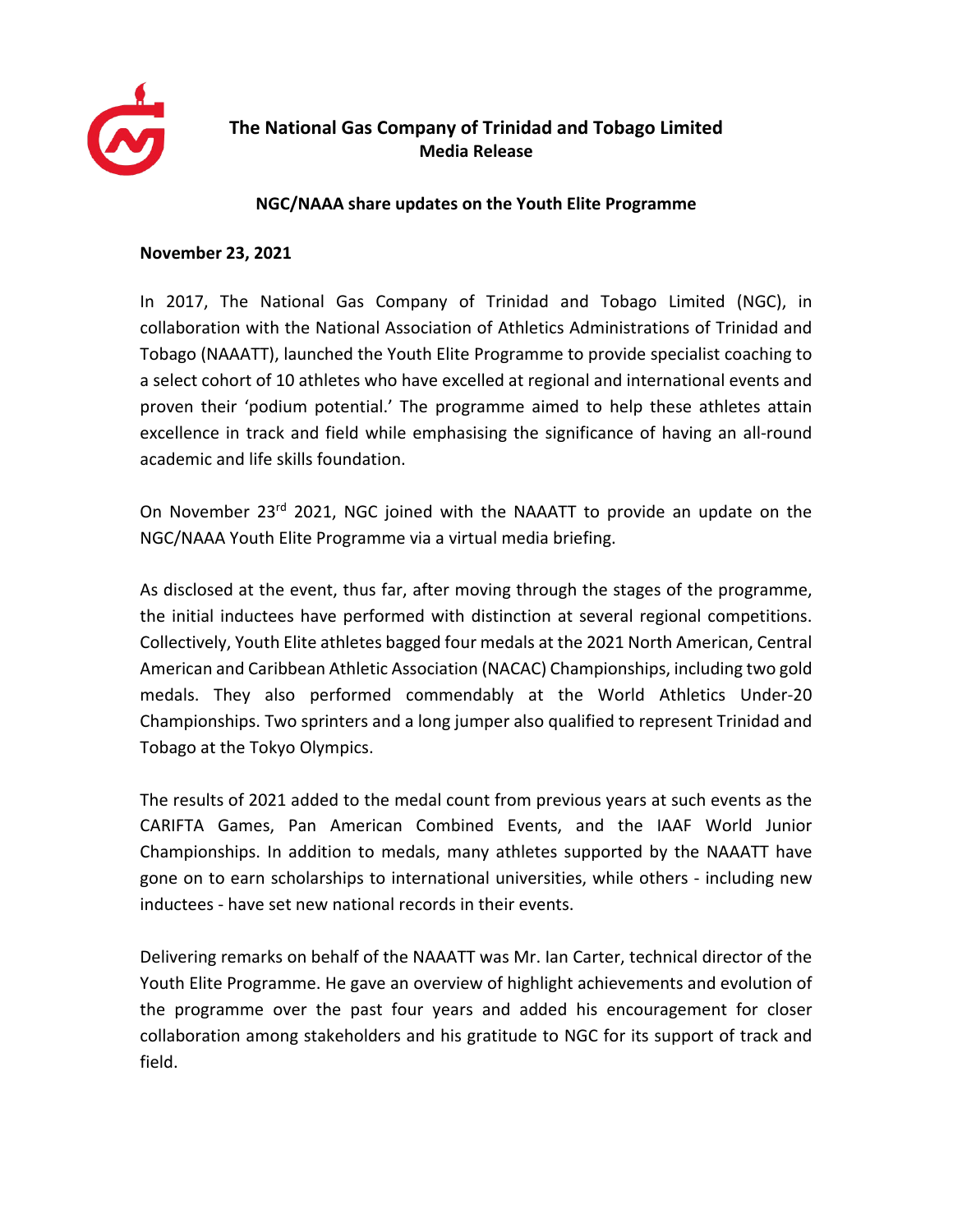# The National Gas Company of Trinidad and Tobago Limited

**Media Release**

## NGC/NAAA share updates on the Youth Elite Programme

**November 23, 2021**

In 2017, The National Gas Company of Trinidad and Tobago Limited (NGC), in collaboration with the National Association of Athletics Administrations of Trinidad and Tobago (NAAATT), launched the Youth Elite Programme to provide specialist coaching to a select cohort of 10 athletes who have excelled at regional and international events and proven their 'podium potential.' The programme aimed to help these athletes attain excellence in track and field while emphasising the significance of having an all-round academic and life skills foundation.

On November 23rd 2021, NGC joined with the NAAATT to provide an update on the NGC/NAAA Youth Elite Programme via a virtual media briefing.

As disclosed at the event, thus far, after moving through the stages of the programme, the initial inductees have performed with distinction at several regional competitions. Collectively, Youth Elite athletes bagged four medals at the 2021 North American, Central American and Caribbean Athletic Association (NACAC) Championships, including two gold medals. They also performed commendably at the World Athletics Under-20 Championships. Two sprinters and a long jumper also qualified to represent Trinidad and Tobago at the Tokyo Olympics.

The results of 2021 added to the medal count from previous years at such events as the CARIFTA Games, Pan American Combined Events, and the IAAF World Junior Championships. In addition to medals, many athletes supported by the NAAATT have gone on to earn scholarships to international universities, while others - including new inductees - have set new national records in their events.

Delivering remarks on behalf of the NAAATT was Mr. Ian Carter, technical director of the Youth Elite Programme. He gave an overview of highlight achievements and evolution of the programme over the past four years and added his encouragement for closer collaboration among stakeholders and his gratitude to NGC for its support of track and field.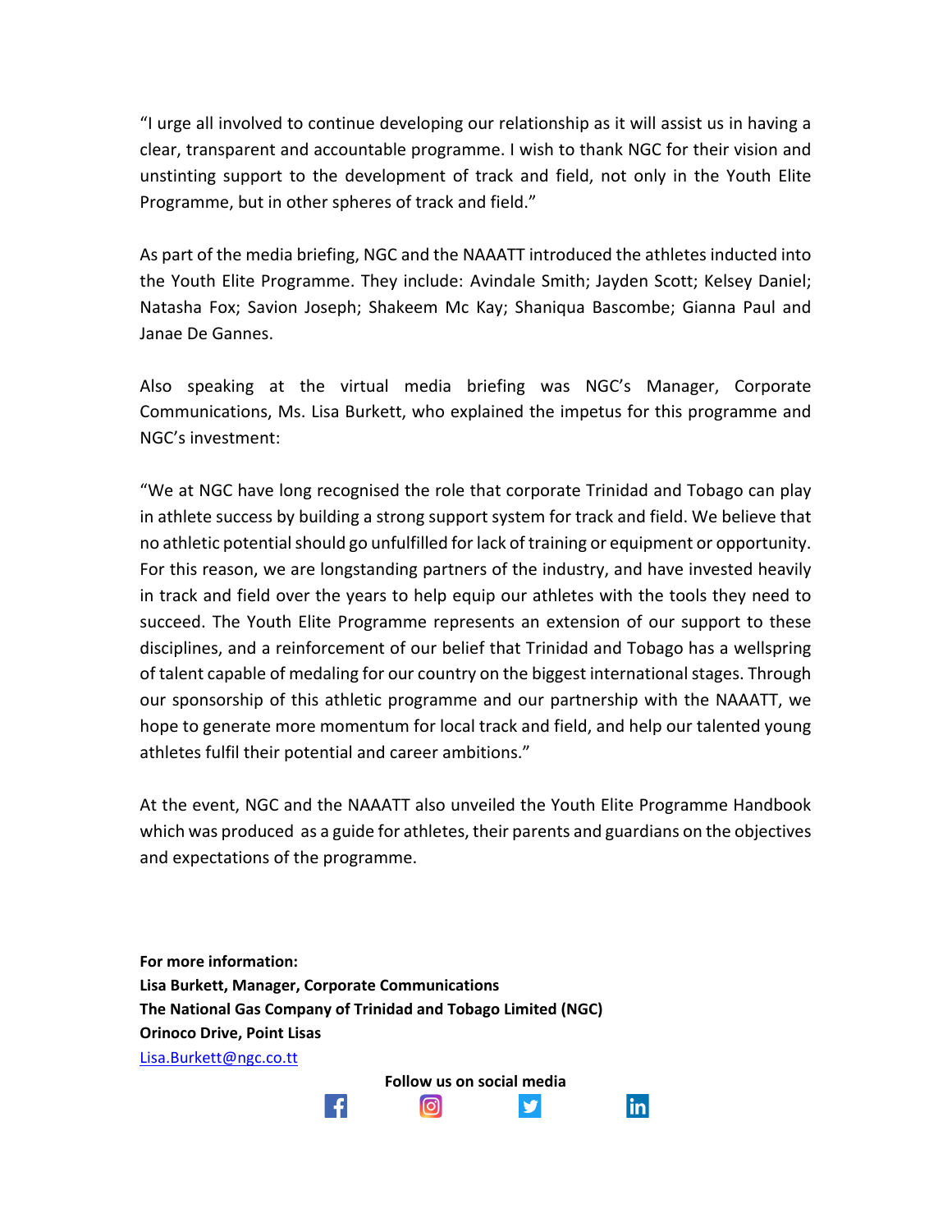"I urge all involved to continue developing our relationship as it will assist us in having a clear, transparent and accountable programme. I wish to thank NGC for their vision and unstinting support to the development of track and field, not only in the Youth Elite Programme, but in other spheres of track and field."

As part of the media briefing, NGC and the NAAATT introduced the athletes inducted into the Youth Elite Programme. They include: Avindale Smith; Jayden Scott; Kelsey Daniel; Natasha Fox; Savion Joseph; Shakeem Mc Kay; Shaniqua Bascombe; Gianna Paul and Janae De Gannes.

Also speaking at the virtual media briefing was NGC's Manager, Corporate Communications, Ms. Lisa Burkett, who explained the impetus for this programme and NGC's investment:

"We at NGC have long recognised the role that corporate Trinidad and Tobago can play in athlete success by building a strong support system for track and field. We believe that no athletic potential should go unfulfilled for lack of training or equipment or opportunity. For this reason, we are longstanding partners of the industry, and have invested heavily in track and field over the years to help equip our athletes with the tools they need to succeed. The Youth Elite Programme represents an extension of our support to these disciplines, and a reinforcement of our belief that Trinidad and Tobago has a wellspring of talent capable of medaling for our country on the biggest international stages. Through our sponsorship of this athletic programme and our partnership with the NAAATT, we hope to generate more momentum for local track and field, and help our talented young athletes fulfil their potential and career ambitions."

At the event, NGC and the NAAATT also unveiled the Youth Elite Programme Handbook which was produced as a guide for athletes, their parents and guardians on the objectives and expectations of the programme.

**For more information:**
**Lisa Burkett, Manager, Corporate Communications**
**The National Gas Company of Trinidad and Tobago Limited (NGC)**
**Orinoco Drive, Point Lisas**
Lisa.Burkett@ngc.co.tt

**Follow us on social media**